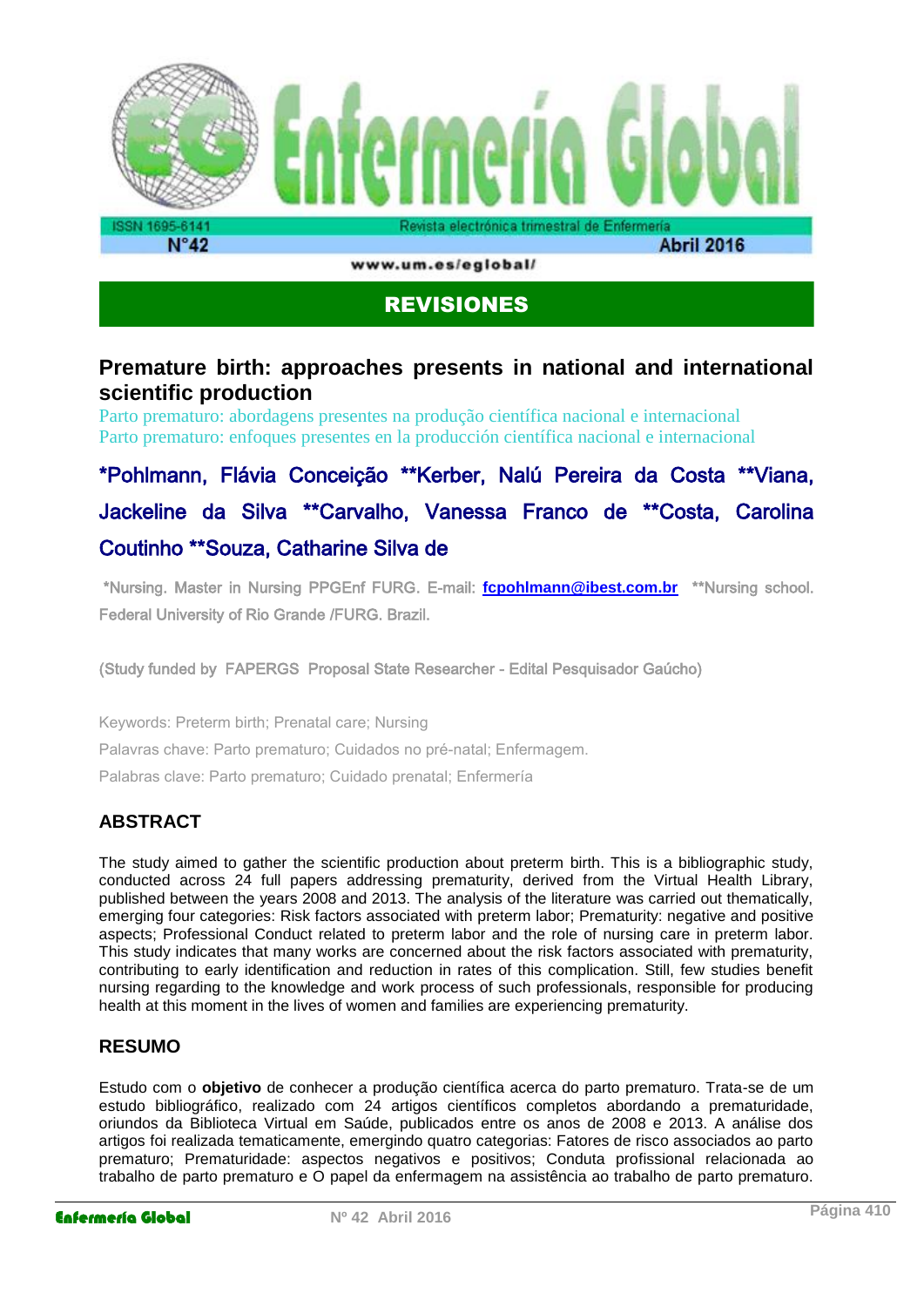## REVISIONES

# Premature birth: approaches presents in national and international scientific production

Parto prematuro: abordagens presentes na produção científica nacional e internacional
Parto prematuro: enfoques presentes en la producción científica nacional e internacional

*Pohlmann, Flávia Conceição **Kerber, Nalú Pereira da Costa **Viana, Jackeline da Silva **Carvalho, Vanessa Franco de **Costa, Carolina Coutinho **Souza, Catharine Silva de

*Nursing. Master in Nursing PPGEnf FURG. E-mail: **fcpohlmann@ibest.com.br** **Nursing school. Federal University of Rio Grande /FURG. Brazil.

(Study funded by FAPERGS Proposal State Researcher - Edital Pesquisador Gaúcho)

Keywords: Preterm birth; Prenatal care; Nursing

Palavras chave: Parto prematuro; Cuidados no pré-natal; Enfermagem.

Palabras clave: Parto prematuro; Cuidado prenatal; Enfermería

## ABSTRACT

The study aimed to gather the scientific production about preterm birth. This is a bibliographic study, conducted across 24 full papers addressing prematurity, derived from the Virtual Health Library, published between the years 2008 and 2013. The analysis of the literature was carried out thematically, emerging four categories: Risk factors associated with preterm labor; Prematurity: negative and positive aspects; Professional Conduct related to preterm labor and the role of nursing care in preterm labor. This study indicates that many works are concerned about the risk factors associated with prematurity, contributing to early identification and reduction in rates of this complication. Still, few studies benefit nursing regarding to the knowledge and work process of such professionals, responsible for producing health at this moment in the lives of women and families are experiencing prematurity.

## RESUMO

Estudo com o **objetivo** de conhecer a produção científica acerca do parto prematuro. Trata-se de um estudo bibliográfico, realizado com 24 artigos científicos completos abordando a prematuridade, oriundos da Biblioteca Virtual em Saúde, publicados entre os anos de 2008 e 2013. A análise dos artigos foi realizada tematicamente, emergindo quatro categorias: Fatores de risco associados ao parto prematuro; Prematuridade: aspectos negativos e positivos; Conduta profissional relacionada ao trabalho de parto prematuro e O papel da enfermagem na assistência ao trabalho de parto prematuro.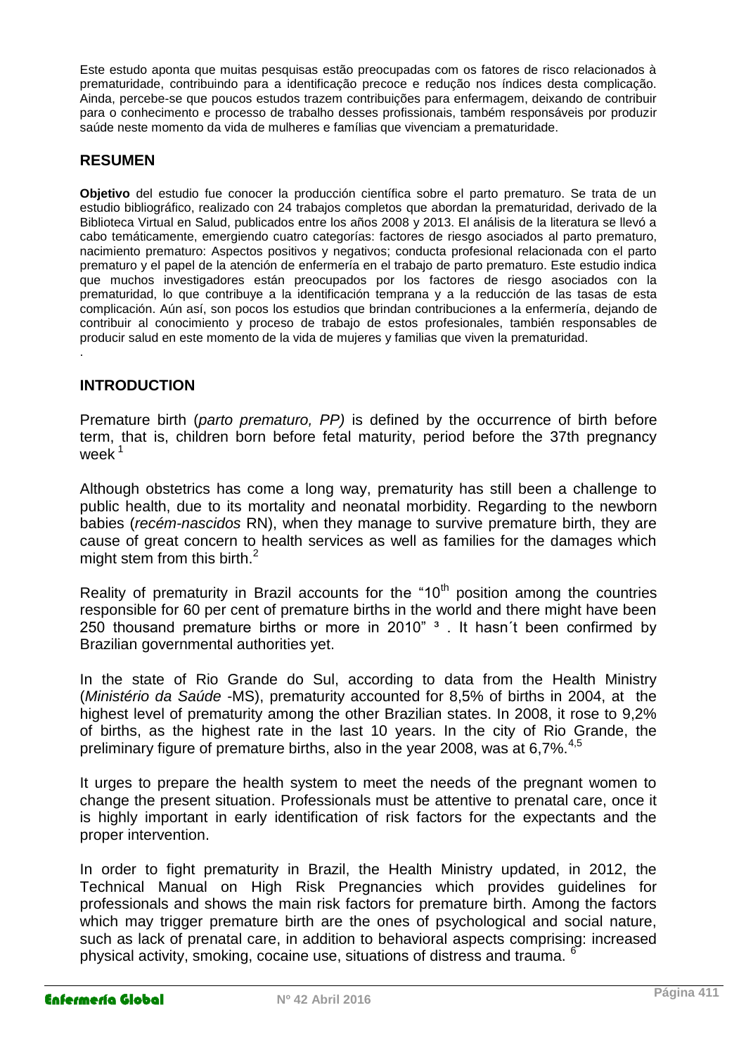Este estudo aponta que muitas pesquisas estão preocupadas com os fatores de risco relacionados à prematuridade, contribuindo para a identificação precoce e redução nos índices desta complicação. Ainda, percebe-se que poucos estudos trazem contribuições para enfermagem, deixando de contribuir para o conhecimento e processo de trabalho desses profissionais, também responsáveis por produzir saúde neste momento da vida de mulheres e famílias que vivenciam a prematuridade.

## RESUMEN

**Objetivo** del estudio fue conocer la producción científica sobre el parto prematuro. Se trata de un estudio bibliográfico, realizado con 24 trabajos completos que abordan la prematuridad, derivado de la Biblioteca Virtual en Salud, publicados entre los años 2008 y 2013. El análisis de la literatura se llevó a cabo temáticamente, emergiendo cuatro categorías: factores de riesgo asociados al parto prematuro, nacimiento prematuro: Aspectos positivos y negativos; conducta profesional relacionada con el parto prematuro y el papel de la atención de enfermería en el trabajo de parto prematuro. Este estudio indica que muchos investigadores están preocupados por los factores de riesgo asociados con la prematuridad, lo que contribuye a la identificación temprana y a la reducción de las tasas de esta complicación. Aún así, son pocos los estudios que brindan contribuciones a la enfermería, dejando de contribuir al conocimiento y proceso de trabajo de estos profesionales, también responsables de producir salud en este momento de la vida de mujeres y familias que viven la prematuridad.

.

## INTRODUCTION

Premature birth (*parto prematuro, PP)* is defined by the occurrence of birth before term, that is, children born before fetal maturity, period before the 37th pregnancy week [1]

Although obstetrics has come a long way, prematurity has still been a challenge to public health, due to its mortality and neonatal morbidity. Regarding to the newborn babies (*recém-nascidos* RN), when they manage to survive premature birth, they are cause of great concern to health services as well as families for the damages which might stem from this birth.[2]

Reality of prematurity in Brazil accounts for the "10th position among the countries responsible for 60 per cent of premature births in the world and there might have been 250 thousand premature births or more in 2010" [3] . It hasn´t been confirmed by Brazilian governmental authorities yet.

In the state of Rio Grande do Sul, according to data from the Health Ministry (*Ministério da Saúde* -MS), prematurity accounted for 8,5% of births in 2004, at the highest level of prematurity among the other Brazilian states. In 2008, it rose to 9,2% of births, as the highest rate in the last 10 years. In the city of Rio Grande, the preliminary figure of premature births, also in the year 2008, was at 6,7%.[4,5]

It urges to prepare the health system to meet the needs of the pregnant women to change the present situation. Professionals must be attentive to prenatal care, once it is highly important in early identification of risk factors for the expectants and the proper intervention.

In order to fight prematurity in Brazil, the Health Ministry updated, in 2012, the Technical Manual on High Risk Pregnancies which provides guidelines for professionals and shows the main risk factors for premature birth. Among the factors which may trigger premature birth are the ones of psychological and social nature, such as lack of prenatal care, in addition to behavioral aspects comprising: increased physical activity, smoking, cocaine use, situations of distress and trauma. [6]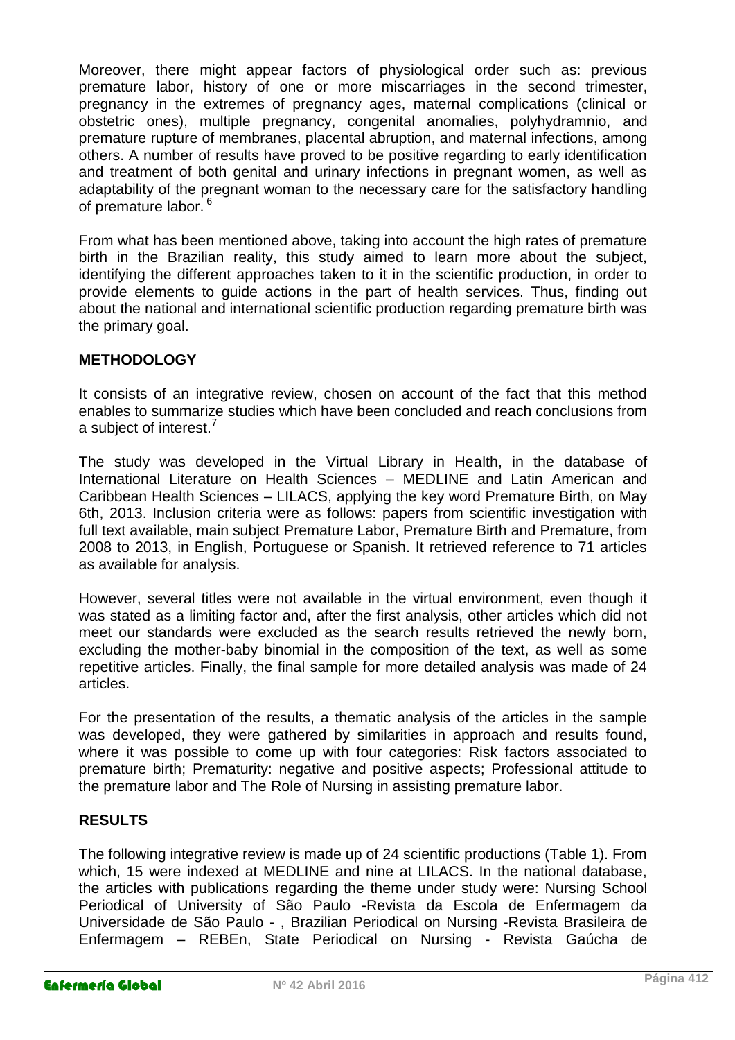Moreover, there might appear factors of physiological order such as: previous premature labor, history of one or more miscarriages in the second trimester, pregnancy in the extremes of pregnancy ages, maternal complications (clinical or obstetric ones), multiple pregnancy, congenital anomalies, polyhydramnio, and premature rupture of membranes, placental abruption, and maternal infections, among others. A number of results have proved to be positive regarding to early identification and treatment of both genital and urinary infections in pregnant women, as well as adaptability of the pregnant woman to the necessary care for the satisfactory handling of premature labor. [6]

From what has been mentioned above, taking into account the high rates of premature birth in the Brazilian reality, this study aimed to learn more about the subject, identifying the different approaches taken to it in the scientific production, in order to provide elements to guide actions in the part of health services. Thus, finding out about the national and international scientific production regarding premature birth was the primary goal.

## METHODOLOGY

It consists of an integrative review, chosen on account of the fact that this method enables to summarize studies which have been concluded and reach conclusions from a subject of interest.[7]

The study was developed in the Virtual Library in Health, in the database of International Literature on Health Sciences – MEDLINE and Latin American and Caribbean Health Sciences – LILACS, applying the key word Premature Birth, on May 6th, 2013. Inclusion criteria were as follows: papers from scientific investigation with full text available, main subject Premature Labor, Premature Birth and Premature, from 2008 to 2013, in English, Portuguese or Spanish. It retrieved reference to 71 articles as available for analysis.

However, several titles were not available in the virtual environment, even though it was stated as a limiting factor and, after the first analysis, other articles which did not meet our standards were excluded as the search results retrieved the newly born, excluding the mother-baby binomial in the composition of the text, as well as some repetitive articles. Finally, the final sample for more detailed analysis was made of 24 articles.

For the presentation of the results, a thematic analysis of the articles in the sample was developed, they were gathered by similarities in approach and results found, where it was possible to come up with four categories: Risk factors associated to premature birth; Prematurity: negative and positive aspects; Professional attitude to the premature labor and The Role of Nursing in assisting premature labor.

## RESULTS

The following integrative review is made up of 24 scientific productions (Table 1). From which, 15 were indexed at MEDLINE and nine at LILACS. In the national database, the articles with publications regarding the theme under study were: Nursing School Periodical of University of São Paulo -Revista da Escola de Enfermagem da Universidade de São Paulo - , Brazilian Periodical on Nursing -Revista Brasileira de Enfermagem – REBEn, State Periodical on Nursing - Revista Gaúcha de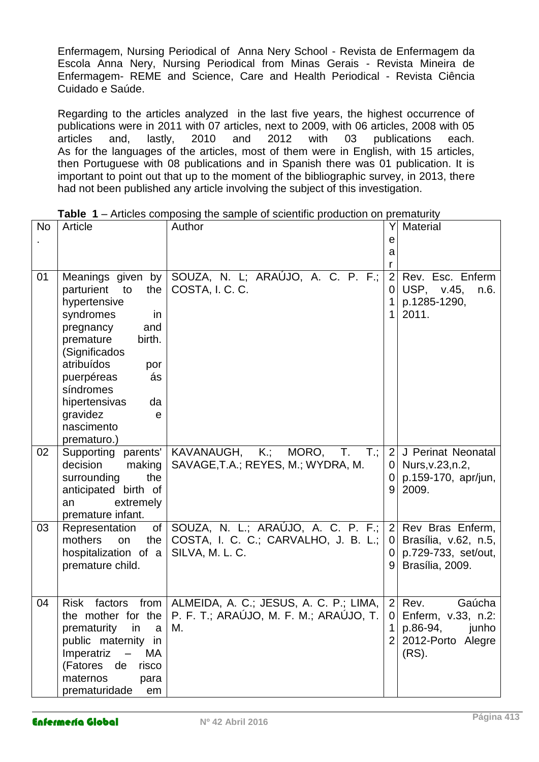Enfermagem, Nursing Periodical of Anna Nery School - Revista de Enfermagem da Escola Anna Nery, Nursing Periodical from Minas Gerais - Revista Mineira de Enfermagem- REME and Science, Care and Health Periodical - Revista Ciência Cuidado e Saúde.

Regarding to the articles analyzed in the last five years, the highest occurrence of publications were in 2011 with 07 articles, next to 2009, with 06 articles, 2008 with 05 articles and, lastly, 2010 and 2012 with 03 publications each. As for the languages of the articles, most of them were in English, with 15 articles, then Portuguese with 08 publications and in Spanish there was 01 publication. It is important to point out that up to the moment of the bibliographic survey, in 2013, there had not been published any article involving the subject of this investigation.

**Table 1** – Articles composing the sample of scientific production on prematurity

| No. | Article | Author | Year | Material |
|---|---|---|---|---|
| 01 | Meanings given by parturient to the hypertensive syndromes in pregnancy and premature birth. (Significados atribuídos por puerpéreas ás síndromes hipertensivas da gravidez e nascimento prematuro.) | SOUZA, N. L; ARAÚJO, A. C. P. F.; COSTA, I. C. C. | 2011 | Rev. Esc. Enferm USP, v.45, n.6. p.1285-1290, 2011. |
| 02 | Supporting parents' decision making surrounding the anticipated birth of an extremely premature infant. | KAVANAUGH, K.; MORO, T. T.; SAVAGE,T.A.; REYES, M.; WYDRA, M. | 2009 | J Perinat Neonatal Nurs,v.23,n.2, p.159-170, apr/jun, 2009. |
| 03 | Representation of mothers on the hospitalization of a premature child. | SOUZA, N. L.; ARAÚJO, A. C. P. F.; COSTA, I. C. C.; CARVALHO, J. B. L.; SILVA, M. L. C. | 2009 | Rev Bras Enferm, Brasília, v.62, n.5, p.729-733, set/out, Brasília, 2009. |
| 04 | Risk factors from the mother for the prematurity in a public maternity in Imperatriz – MA (Fatores de risco maternos para prematuridade em | ALMEIDA, A. C.; JESUS, A. C. P.; LIMA, P. F. T.; ARAÚJO, M. F. M.; ARAÚJO, T. M. | 2012 | Rev. Gaúcha Enferm, v.33, n.2: p.86-94, junho 2012-Porto Alegre (RS). |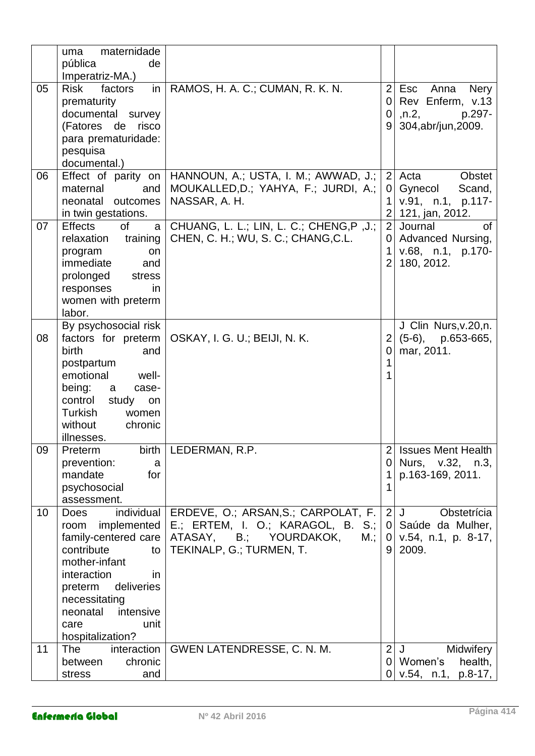| | | | | |
|---|---|---|---|---|
| | uma maternidade pública de Imperatriz-MA.) | | | |
| 05 | Risk factors in prematurity documental survey (Fatores de risco para prematuridade: pesquisa documental.) | RAMOS, H. A. C.; CUMAN, R. K. N. | 2009 | Esc Anna Nery Rev Enferm, v.13 ,n.2, p.297-304,abr/jun,2009. |
| 06 | Effect of parity on maternal and neonatal outcomes in twin gestations. | HANNOUN, A.; USTA, I. M.; AWWAD, J.; MOUKALLED,D.; YAHYA, F.; JURDI, A.; NASSAR, A. H. | 2012 | Acta Obstet Gynecol Scand, v.91, n.1, p.117-121, jan, 2012. |
| 07 | Effects of a relaxation training program on immediate and prolonged stress responses in women with preterm labor. | CHUANG, L. L.; LIN, L. C.; CHENG,P ,J.; CHEN, C. H.; WU, S. C.; CHANG,C.L. | 2012 | Journal of Advanced Nursing, v.68, n.1, p.170-180, 2012. |
| 08 | By psychosocial risk factors for preterm birth and postpartum emotional well-being: a case-control study on Turkish women without chronic illnesses. | OSKAY, I. G. U.; BEIJI, N. K. | 2011 | J Clin Nurs,v.20,n.(5-6), p.653-665, mar, 2011. |
| 09 | Preterm birth prevention: a mandate for psychosocial assessment. | LEDERMAN, R.P. | 2011 | Issues Ment Health Nurs, v.32, n.3, p.163-169, 2011. |
| 10 | Does individual room implemented family-centered care contribute to mother-infant interaction in preterm deliveries necessitating neonatal intensive care unit hospitalization? | ERDEVE, O.; ARSAN,S.; CARPOLAT, F. E.; ERTEM, I. O.; KARAGOL, B. S.; ATASAY, B.; YOURDAKOK, M.; TEKINALP, G.; TURMEN, T. | 2009 | J Obstetrícia Saúde da Mulher, v.54, n.1, p. 8-17, 2009. |
| 11 | The interaction between chronic stress and | GWEN LATENDRESSE, C. N. M. | 200 | J Midwifery Women's health, v.54, n.1, p.8-17, |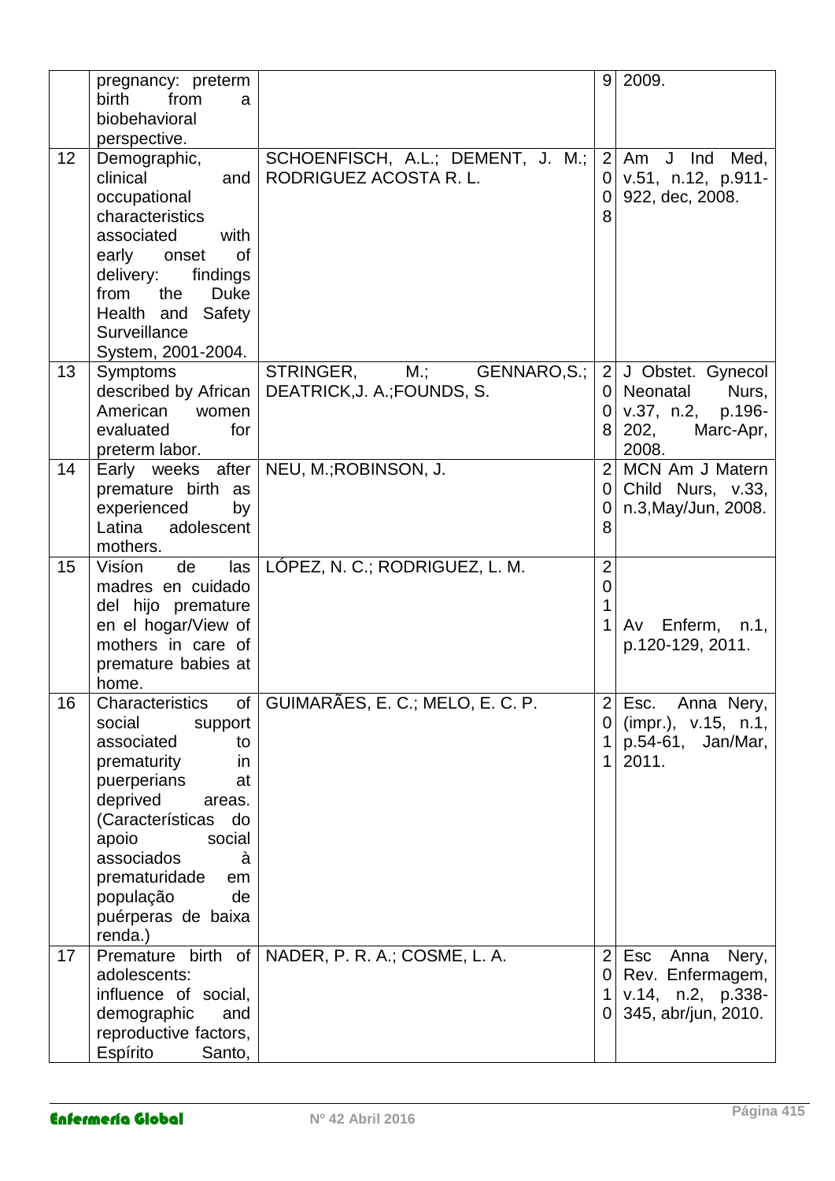| | | | | |
|---|---|---|---|---|
| | pregnancy: preterm birth from a biobehavioral perspective. | | 9 | 2009. |
| 12 | Demographic, clinical and occupational characteristics associated with early onset of delivery: findings from the Duke Health and Safety Surveillance System, 2001-2004. | SCHOENFISCH, A.L.; DEMENT, J. M.; RODRIGUEZ ACOSTA R. L. | 2008 | Am J Ind Med, v.51, n.12, p.911-922, dec, 2008. |
| 13 | Symptoms described by African American women evaluated for preterm labor. | STRINGER, M.; GENNARO,S.; DEATRICK,J. A.;FOUNDS, S. | 2008 | J Obstet. Gynecol Neonatal Nurs, v.37, n.2, p.196-202, Marc-Apr, 2008. |
| 14 | Early weeks after premature birth as experienced by Latina adolescent mothers. | NEU, M.;ROBINSON, J. | 2008 | MCN Am J Matern Child Nurs, v.33, n.3,May/Jun, 2008. |
| 15 | Visíon de las madres en cuidado del hijo premature en el hogar/View of mothers in care of premature babies at home. | LÓPEZ, N. C.; RODRIGUEZ, L. M. | 2011 | Av Enferm, n.1, p.120-129, 2011. |
| 16 | Characteristics of social support associated to prematurity in puerperians at deprived areas. (Características do apoio social associados à prematuridade em população de puérperas de baixa renda.) | GUIMARÃES, E. C.; MELO, E. C. P. | 2011 | Esc. Anna Nery, (impr.), v.15, n.1, p.54-61, Jan/Mar, 2011. |
| 17 | Premature birth of adolescents: influence of social, demographic and reproductive factors, Espírito Santo, | NADER, P. R. A.; COSME, L. A. | 2010 | Esc Anna Nery, Rev. Enfermagem, v.14, n.2, p.338-345, abr/jun, 2010. |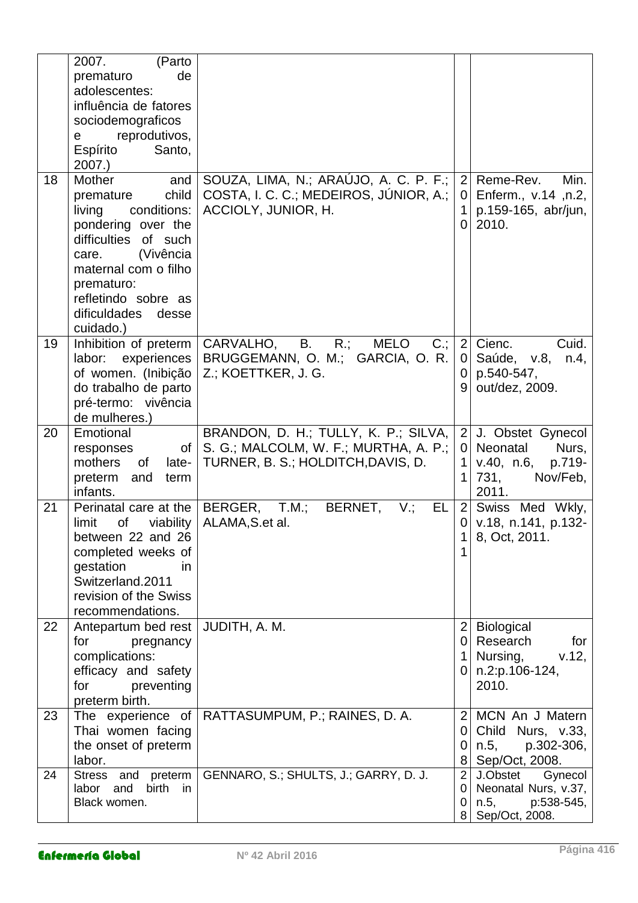| | | | | |
|---|---|---|---|---|
| | 2007. (Parto prematuro de adolescentes: influência de fatores sociodemograficos e reprodutivos, Espírito Santo, 2007.) | | | |
| 18 | Mother and premature child living conditions: pondering over the difficulties of such care. (Vivência maternal com o filho prematuro: refletindo sobre as dificuldades desse cuidado.) | SOUZA, LIMA, N.; ARAÚJO, A. C. P. F.; COSTA, I. C. C.; MEDEIROS, JÚNIOR, A.; ACCIOLY, JUNIOR, H. | 2010 | Reme-Rev. Min. Enferm., v.14 ,n.2, p.159-165, abr/jun, 2010. |
| 19 | Inhibition of preterm labor: experiences of women. (Inibição do trabalho de parto pré-termo: vivência de mulheres.) | CARVALHO, B. R.; MELO C.; BRUGGEMANN, O. M.; GARCIA, O. R. Z.; KOETTKER, J. G. | 2009 | Cienc. Cuid. Saúde, v.8, n.4, p.540-547, out/dez, 2009. |
| 20 | Emotional responses of mothers of late-preterm and term infants. | BRANDON, D. H.; TULLY, K. P.; SILVA, S. G.; MALCOLM, W. F.; MURTHA, A. P.; TURNER, B. S.; HOLDITCH,DAVIS, D. | 2011 | J. Obstet Gynecol Neonatal Nurs, v.40, n.6, p.719-731, Nov/Feb, 2011. |
| 21 | Perinatal care at the limit of viability between 22 and 26 completed weeks of gestation in Switzerland.2011 revision of the Swiss recommendations. | BERGER, T.M.; BERNET, V.; EL ALAMA,S.et al. | 2011 | Swiss Med Wkly, v.18, n.141, p.132-8, Oct, 2011. |
| 22 | Antepartum bed rest for pregnancy complications: efficacy and safety for preventing preterm birth. | JUDITH, A. M. | 2010 | Biological Research for Nursing, v.12, n.2:p.106-124, 2010. |
| 23 | The experience of Thai women facing the onset of preterm labor. | RATTASUMPUM, P.; RAINES, D. A. | 2008 | MCN An J Matern Child Nurs, v.33, n.5, p.302-306, Sep/Oct, 2008. |
| 24 | Stress and preterm labor and birth in Black women. | GENNARO, S.; SHULTS, J.; GARRY, D. J. | 2008 | J.Obstet Gynecol Neonatal Nurs, v.37, n.5, p:538-545, Sep/Oct, 2008. |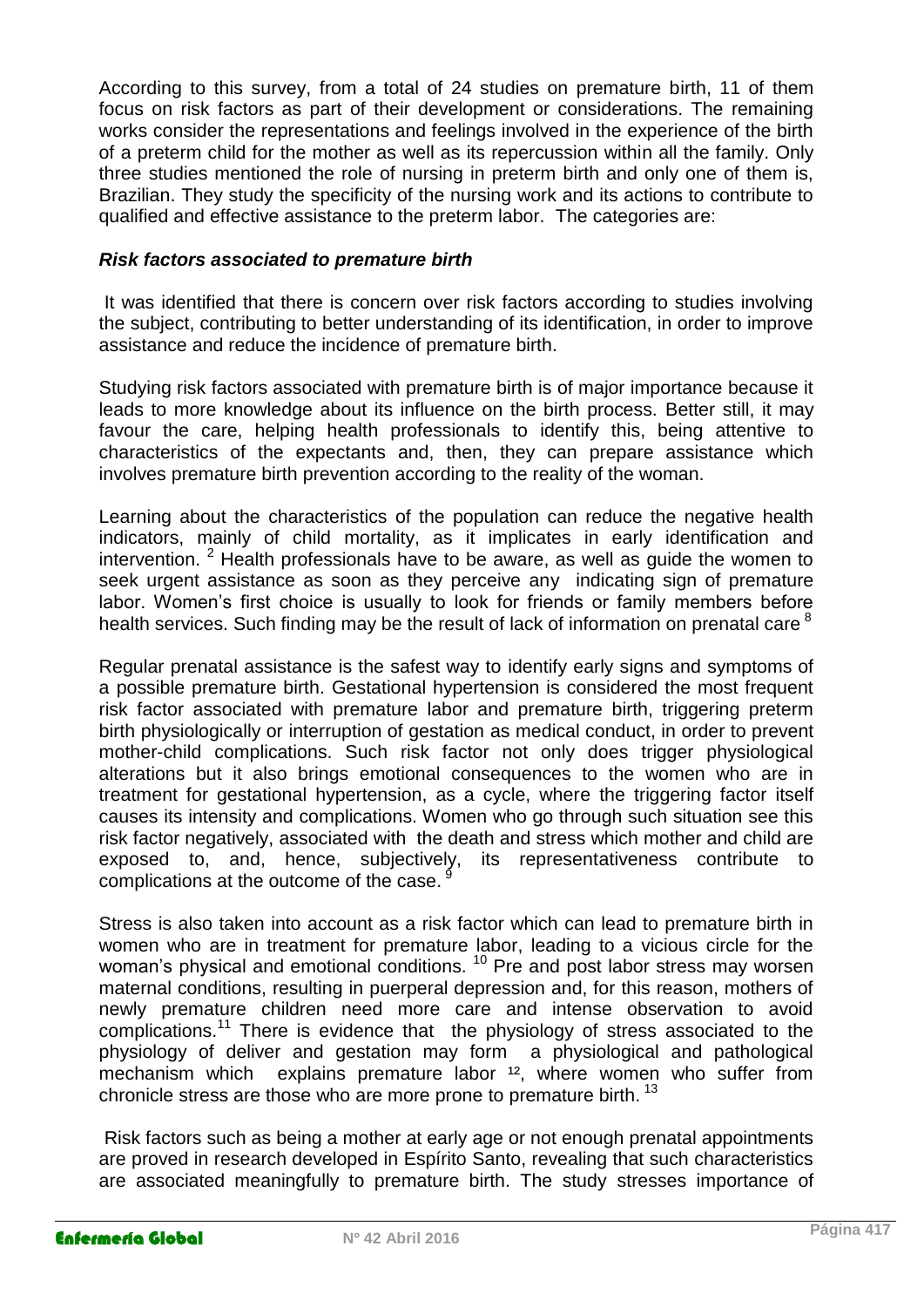According to this survey, from a total of 24 studies on premature birth, 11 of them focus on risk factors as part of their development or considerations. The remaining works consider the representations and feelings involved in the experience of the birth of a preterm child for the mother as well as its repercussion within all the family. Only three studies mentioned the role of nursing in preterm birth and only one of them is, Brazilian. They study the specificity of the nursing work and its actions to contribute to qualified and effective assistance to the preterm labor. The categories are:

### *Risk factors associated to premature birth*

It was identified that there is concern over risk factors according to studies involving the subject, contributing to better understanding of its identification, in order to improve assistance and reduce the incidence of premature birth.

Studying risk factors associated with premature birth is of major importance because it leads to more knowledge about its influence on the birth process. Better still, it may favour the care, helping health professionals to identify this, being attentive to characteristics of the expectants and, then, they can prepare assistance which involves premature birth prevention according to the reality of the woman.

Learning about the characteristics of the population can reduce the negative health indicators, mainly of child mortality, as it implicates in early identification and intervention. [2] Health professionals have to be aware, as well as guide the women to seek urgent assistance as soon as they perceive any indicating sign of premature labor. Women's first choice is usually to look for friends or family members before health services. Such finding may be the result of lack of information on prenatal care [8]

Regular prenatal assistance is the safest way to identify early signs and symptoms of a possible premature birth. Gestational hypertension is considered the most frequent risk factor associated with premature labor and premature birth, triggering preterm birth physiologically or interruption of gestation as medical conduct, in order to prevent mother-child complications. Such risk factor not only does trigger physiological alterations but it also brings emotional consequences to the women who are in treatment for gestational hypertension, as a cycle, where the triggering factor itself causes its intensity and complications. Women who go through such situation see this risk factor negatively, associated with the death and stress which mother and child are exposed to, and, hence, subjectively, its representativeness contribute to complications at the outcome of the case. [9]

Stress is also taken into account as a risk factor which can lead to premature birth in women who are in treatment for premature labor, leading to a vicious circle for the woman's physical and emotional conditions. [10] Pre and post labor stress may worsen maternal conditions, resulting in puerperal depression and, for this reason, mothers of newly premature children need more care and intense observation to avoid complications.[11] There is evidence that the physiology of stress associated to the physiology of deliver and gestation may form a physiological and pathological mechanism which explains premature labor [12], where women who suffer from chronicle stress are those who are more prone to premature birth. [13]

Risk factors such as being a mother at early age or not enough prenatal appointments are proved in research developed in Espírito Santo, revealing that such characteristics are associated meaningfully to premature birth. The study stresses importance of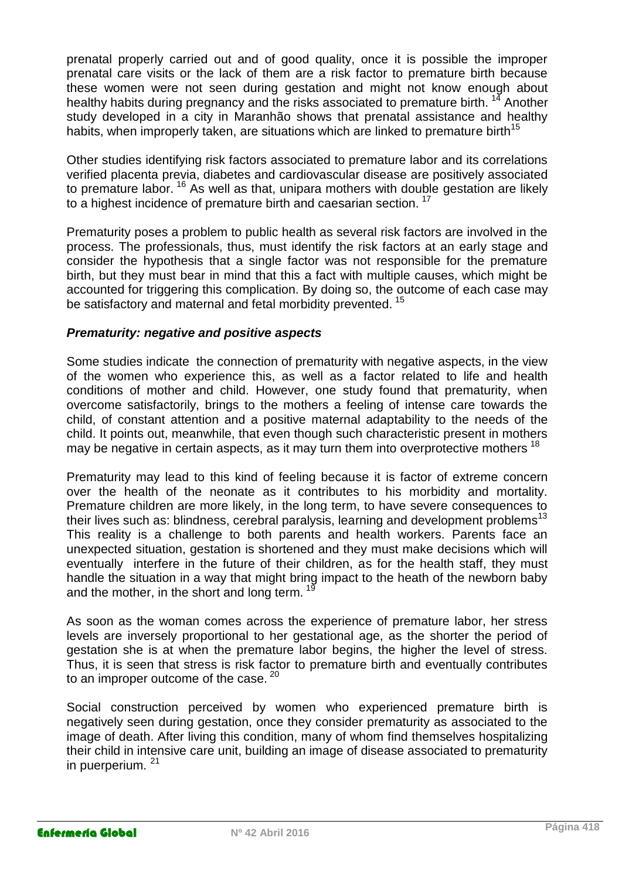prenatal properly carried out and of good quality, once it is possible the improper prenatal care visits or the lack of them are a risk factor to premature birth because these women were not seen during gestation and might not know enough about healthy habits during pregnancy and the risks associated to premature birth. [14] Another study developed in a city in Maranhão shows that prenatal assistance and healthy habits, when improperly taken, are situations which are linked to premature birth[15]

Other studies identifying risk factors associated to premature labor and its correlations verified placenta previa, diabetes and cardiovascular disease are positively associated to premature labor. [16] As well as that, unipara mothers with double gestation are likely to a highest incidence of premature birth and caesarian section. [17]

Prematurity poses a problem to public health as several risk factors are involved in the process. The professionals, thus, must identify the risk factors at an early stage and consider the hypothesis that a single factor was not responsible for the premature birth, but they must bear in mind that this a fact with multiple causes, which might be accounted for triggering this complication. By doing so, the outcome of each case may be satisfactory and maternal and fetal morbidity prevented. [15]

### *Prematurity: negative and positive aspects*

Some studies indicate the connection of prematurity with negative aspects, in the view of the women who experience this, as well as a factor related to life and health conditions of mother and child. However, one study found that prematurity, when overcome satisfactorily, brings to the mothers a feeling of intense care towards the child, of constant attention and a positive maternal adaptability to the needs of the child. It points out, meanwhile, that even though such characteristic present in mothers may be negative in certain aspects, as it may turn them into overprotective mothers [18]

Prematurity may lead to this kind of feeling because it is factor of extreme concern over the health of the neonate as it contributes to his morbidity and mortality. Premature children are more likely, in the long term, to have severe consequences to their lives such as: blindness, cerebral paralysis, learning and development problems[13] This reality is a challenge to both parents and health workers. Parents face an unexpected situation, gestation is shortened and they must make decisions which will eventually interfere in the future of their children, as for the health staff, they must handle the situation in a way that might bring impact to the heath of the newborn baby and the mother, in the short and long term. [19]

As soon as the woman comes across the experience of premature labor, her stress levels are inversely proportional to her gestational age, as the shorter the period of gestation she is at when the premature labor begins, the higher the level of stress. Thus, it is seen that stress is risk factor to premature birth and eventually contributes to an improper outcome of the case. [20]

Social construction perceived by women who experienced premature birth is negatively seen during gestation, once they consider prematurity as associated to the image of death. After living this condition, many of whom find themselves hospitalizing their child in intensive care unit, building an image of disease associated to prematurity in puerperium. [21]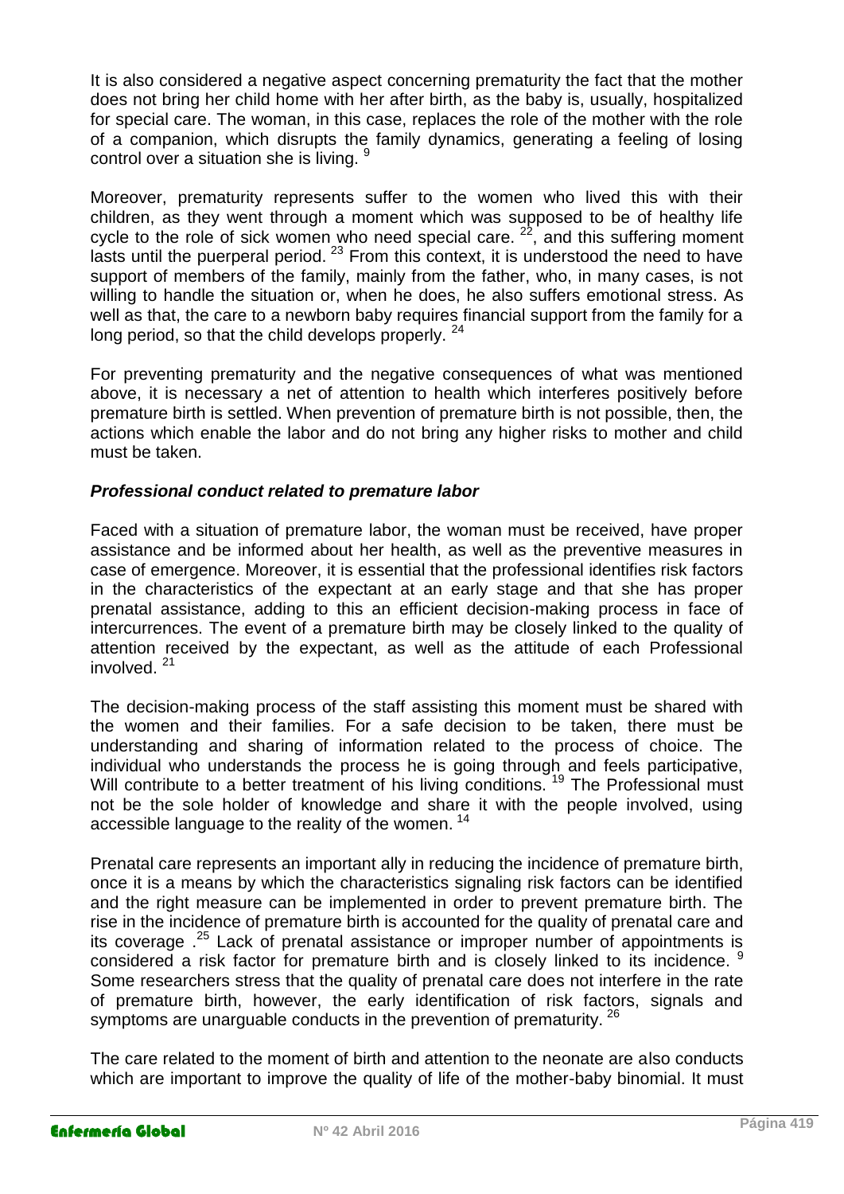It is also considered a negative aspect concerning prematurity the fact that the mother does not bring her child home with her after birth, as the baby is, usually, hospitalized for special care. The woman, in this case, replaces the role of the mother with the role of a companion, which disrupts the family dynamics, generating a feeling of losing control over a situation she is living. [9]

Moreover, prematurity represents suffer to the women who lived this with their children, as they went through a moment which was supposed to be of healthy life cycle to the role of sick women who need special care. [22], and this suffering moment lasts until the puerperal period. [23] From this context, it is understood the need to have support of members of the family, mainly from the father, who, in many cases, is not willing to handle the situation or, when he does, he also suffers emotional stress. As well as that, the care to a newborn baby requires financial support from the family for a long period, so that the child develops properly. [24]

For preventing prematurity and the negative consequences of what was mentioned above, it is necessary a net of attention to health which interferes positively before premature birth is settled. When prevention of premature birth is not possible, then, the actions which enable the labor and do not bring any higher risks to mother and child must be taken.

### *Professional conduct related to premature labor*

Faced with a situation of premature labor, the woman must be received, have proper assistance and be informed about her health, as well as the preventive measures in case of emergence. Moreover, it is essential that the professional identifies risk factors in the characteristics of the expectant at an early stage and that she has proper prenatal assistance, adding to this an efficient decision-making process in face of intercurrences. The event of a premature birth may be closely linked to the quality of attention received by the expectant, as well as the attitude of each Professional involved. [21]

The decision-making process of the staff assisting this moment must be shared with the women and their families. For a safe decision to be taken, there must be understanding and sharing of information related to the process of choice. The individual who understands the process he is going through and feels participative, Will contribute to a better treatment of his living conditions. [19] The Professional must not be the sole holder of knowledge and share it with the people involved, using accessible language to the reality of the women. [14]

Prenatal care represents an important ally in reducing the incidence of premature birth, once it is a means by which the characteristics signaling risk factors can be identified and the right measure can be implemented in order to prevent premature birth. The rise in the incidence of premature birth is accounted for the quality of prenatal care and its coverage .[25] Lack of prenatal assistance or improper number of appointments is considered a risk factor for premature birth and is closely linked to its incidence. [9] Some researchers stress that the quality of prenatal care does not interfere in the rate of premature birth, however, the early identification of risk factors, signals and symptoms are unarguable conducts in the prevention of prematurity. [26]

The care related to the moment of birth and attention to the neonate are also conducts which are important to improve the quality of life of the mother-baby binomial. It must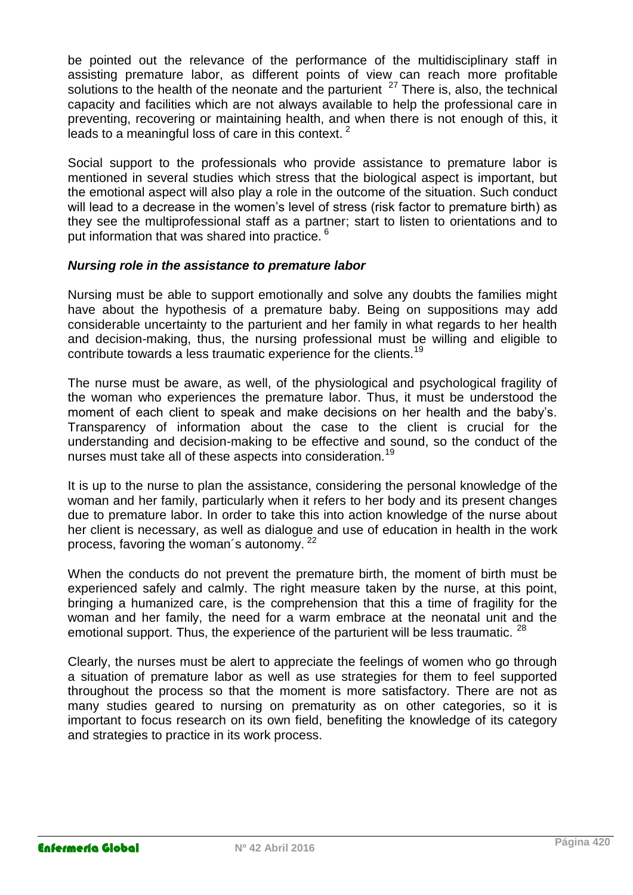be pointed out the relevance of the performance of the multidisciplinary staff in assisting premature labor, as different points of view can reach more profitable solutions to the health of the neonate and the parturient [27] There is, also, the technical capacity and facilities which are not always available to help the professional care in preventing, recovering or maintaining health, and when there is not enough of this, it leads to a meaningful loss of care in this context. [2]

Social support to the professionals who provide assistance to premature labor is mentioned in several studies which stress that the biological aspect is important, but the emotional aspect will also play a role in the outcome of the situation. Such conduct will lead to a decrease in the women's level of stress (risk factor to premature birth) as they see the multiprofessional staff as a partner; start to listen to orientations and to put information that was shared into practice. [6]

### ***Nursing role in the assistance to premature labor***

Nursing must be able to support emotionally and solve any doubts the families might have about the hypothesis of a premature baby. Being on suppositions may add considerable uncertainty to the parturient and her family in what regards to her health and decision-making, thus, the nursing professional must be willing and eligible to contribute towards a less traumatic experience for the clients.[19]

The nurse must be aware, as well, of the physiological and psychological fragility of the woman who experiences the premature labor. Thus, it must be understood the moment of each client to speak and make decisions on her health and the baby's. Transparency of information about the case to the client is crucial for the understanding and decision-making to be effective and sound, so the conduct of the nurses must take all of these aspects into consideration.[19]

It is up to the nurse to plan the assistance, considering the personal knowledge of the woman and her family, particularly when it refers to her body and its present changes due to premature labor. In order to take this into action knowledge of the nurse about her client is necessary, as well as dialogue and use of education in health in the work process, favoring the woman´s autonomy. [22]

When the conducts do not prevent the premature birth, the moment of birth must be experienced safely and calmly. The right measure taken by the nurse, at this point, bringing a humanized care, is the comprehension that this a time of fragility for the woman and her family, the need for a warm embrace at the neonatal unit and the emotional support. Thus, the experience of the parturient will be less traumatic. [28]

Clearly, the nurses must be alert to appreciate the feelings of women who go through a situation of premature labor as well as use strategies for them to feel supported throughout the process so that the moment is more satisfactory. There are not as many studies geared to nursing on prematurity as on other categories, so it is important to focus research on its own field, benefiting the knowledge of its category and strategies to practice in its work process.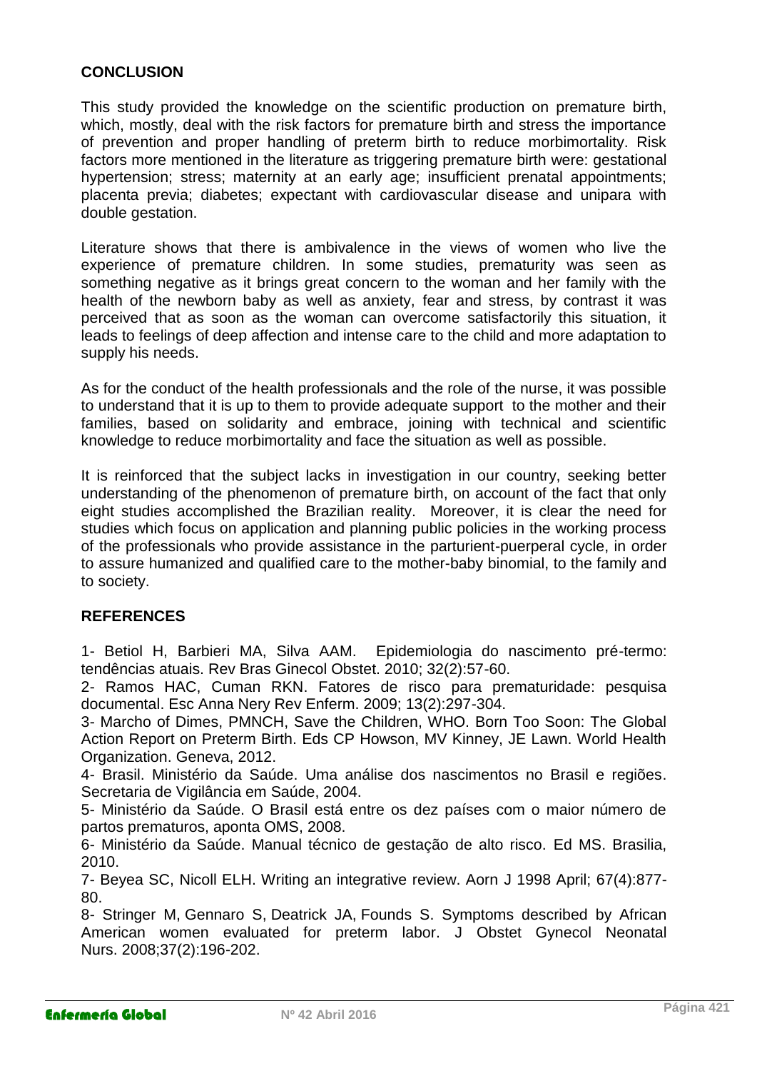## CONCLUSION

This study provided the knowledge on the scientific production on premature birth, which, mostly, deal with the risk factors for premature birth and stress the importance of prevention and proper handling of preterm birth to reduce morbimortality. Risk factors more mentioned in the literature as triggering premature birth were: gestational hypertension; stress; maternity at an early age; insufficient prenatal appointments; placenta previa; diabetes; expectant with cardiovascular disease and unipara with double gestation.

Literature shows that there is ambivalence in the views of women who live the experience of premature children. In some studies, prematurity was seen as something negative as it brings great concern to the woman and her family with the health of the newborn baby as well as anxiety, fear and stress, by contrast it was perceived that as soon as the woman can overcome satisfactorily this situation, it leads to feelings of deep affection and intense care to the child and more adaptation to supply his needs.

As for the conduct of the health professionals and the role of the nurse, it was possible to understand that it is up to them to provide adequate support to the mother and their families, based on solidarity and embrace, joining with technical and scientific knowledge to reduce morbimortality and face the situation as well as possible.

It is reinforced that the subject lacks in investigation in our country, seeking better understanding of the phenomenon of premature birth, on account of the fact that only eight studies accomplished the Brazilian reality. Moreover, it is clear the need for studies which focus on application and planning public policies in the working process of the professionals who provide assistance in the parturient-puerperal cycle, in order to assure humanized and qualified care to the mother-baby binomial, to the family and to society.

## REFERENCES

1- Betiol H, Barbieri MA, Silva AAM. Epidemiologia do nascimento pré-termo: tendências atuais. Rev Bras Ginecol Obstet. 2010; 32(2):57-60.

2- Ramos HAC, Cuman RKN. Fatores de risco para prematuridade: pesquisa documental. Esc Anna Nery Rev Enferm. 2009; 13(2):297-304.

3- Marcho of Dimes, PMNCH, Save the Children, WHO. Born Too Soon: The Global Action Report on Preterm Birth. Eds CP Howson, MV Kinney, JE Lawn. World Health Organization. Geneva, 2012.

4- Brasil. Ministério da Saúde. Uma análise dos nascimentos no Brasil e regiões. Secretaria de Vigilância em Saúde, 2004.

5- Ministério da Saúde. O Brasil está entre os dez países com o maior número de partos prematuros, aponta OMS, 2008.

6- Ministério da Saúde. Manual técnico de gestação de alto risco. Ed MS. Brasilia, 2010.

7- Beyea SC, Nicoll ELH. Writing an integrative review. Aorn J 1998 April; 67(4):877-80.

8- Stringer M, Gennaro S, Deatrick JA, Founds S. Symptoms described by African American women evaluated for preterm labor. J Obstet Gynecol Neonatal Nurs. 2008;37(2):196-202.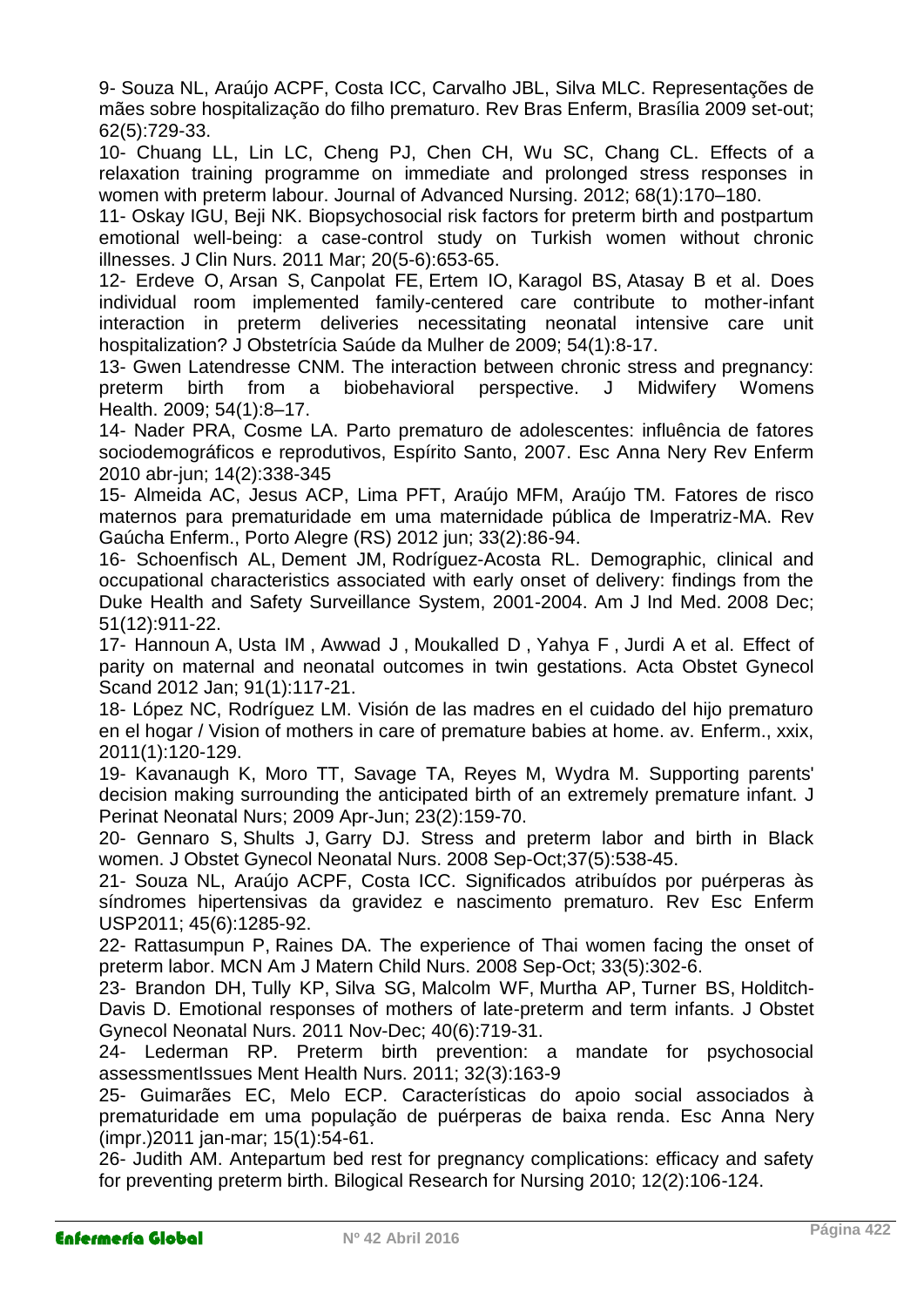9- Souza NL, Araújo ACPF, Costa ICC, Carvalho JBL, Silva MLC. Representações de mães sobre hospitalização do filho prematuro. Rev Bras Enferm, Brasília 2009 set-out; 62(5):729-33.

10- Chuang LL, Lin LC, Cheng PJ, Chen CH, Wu SC, Chang CL. Effects of a relaxation training programme on immediate and prolonged stress responses in women with preterm labour. Journal of Advanced Nursing. 2012; 68(1):170–180.

11- Oskay IGU, Beji NK. Biopsychosocial risk factors for preterm birth and postpartum emotional well-being: a case-control study on Turkish women without chronic illnesses. J Clin Nurs. 2011 Mar; 20(5-6):653-65.

12- Erdeve O, Arsan S, Canpolat FE, Ertem IO, Karagol BS, Atasay B et al. Does individual room implemented family-centered care contribute to mother-infant interaction in preterm deliveries necessitating neonatal intensive care unit hospitalization? J Obstetrícia Saúde da Mulher de 2009; 54(1):8-17.

13- Gwen Latendresse CNM. The interaction between chronic stress and pregnancy: preterm birth from a biobehavioral perspective. J Midwifery Womens Health. 2009; 54(1):8–17.

14- Nader PRA, Cosme LA. Parto prematuro de adolescentes: influência de fatores sociodemográficos e reprodutivos, Espírito Santo, 2007. Esc Anna Nery Rev Enferm 2010 abr-jun; 14(2):338-345

15- Almeida AC, Jesus ACP, Lima PFT, Araújo MFM, Araújo TM. Fatores de risco maternos para prematuridade em uma maternidade pública de Imperatriz-MA. Rev Gaúcha Enferm., Porto Alegre (RS) 2012 jun; 33(2):86-94.

16- Schoenfisch AL, Dement JM, Rodríguez-Acosta RL. Demographic, clinical and occupational characteristics associated with early onset of delivery: findings from the Duke Health and Safety Surveillance System, 2001-2004. Am J Ind Med. 2008 Dec; 51(12):911-22.

17- Hannoun A, Usta IM , Awwad J , Moukalled D , Yahya F , Jurdi A et al. Effect of parity on maternal and neonatal outcomes in twin gestations. Acta Obstet Gynecol Scand 2012 Jan; 91(1):117-21.

18- López NC, Rodríguez LM. Visión de las madres en el cuidado del hijo prematuro en el hogar / Vision of mothers in care of premature babies at home. av. Enferm., xxix, 2011(1):120-129.

19- Kavanaugh K, Moro TT, Savage TA, Reyes M, Wydra M. Supporting parents' decision making surrounding the anticipated birth of an extremely premature infant. J Perinat Neonatal Nurs; 2009 Apr-Jun; 23(2):159-70.

20- Gennaro S, Shults J, Garry DJ. Stress and preterm labor and birth in Black women. J Obstet Gynecol Neonatal Nurs. 2008 Sep-Oct;37(5):538-45.

21- Souza NL, Araújo ACPF, Costa ICC. Significados atribuídos por puérperas às síndromes hipertensivas da gravidez e nascimento prematuro. Rev Esc Enferm USP2011; 45(6):1285-92.

22- Rattasumpun P, Raines DA. The experience of Thai women facing the onset of preterm labor. MCN Am J Matern Child Nurs. 2008 Sep-Oct; 33(5):302-6.

23- Brandon DH, Tully KP, Silva SG, Malcolm WF, Murtha AP, Turner BS, Holditch-Davis D. Emotional responses of mothers of late-preterm and term infants. J Obstet Gynecol Neonatal Nurs. 2011 Nov-Dec; 40(6):719-31.

24- Lederman RP. Preterm birth prevention: a mandate for psychosocial assessmentIssues Ment Health Nurs. 2011; 32(3):163-9

25- Guimarães EC, Melo ECP. Características do apoio social associados à prematuridade em uma população de puérperas de baixa renda. Esc Anna Nery (impr.)2011 jan-mar; 15(1):54-61.

26- Judith AM. Antepartum bed rest for pregnancy complications: efficacy and safety for preventing preterm birth. Bilogical Research for Nursing 2010; 12(2):106-124.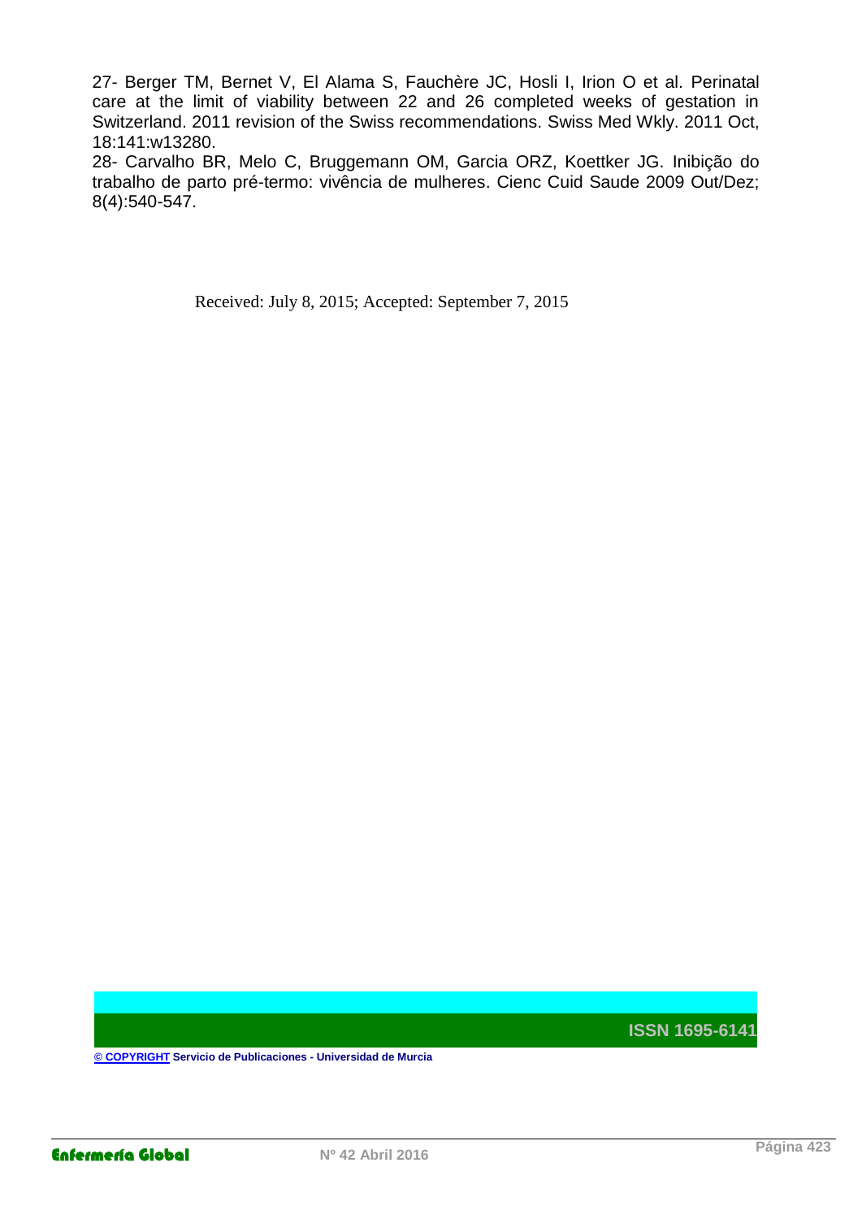27- Berger TM, Bernet V, El Alama S, Fauchère JC, Hosli I, Irion O et al. Perinatal care at the limit of viability between 22 and 26 completed weeks of gestation in Switzerland. 2011 revision of the Swiss recommendations. Swiss Med Wkly. 2011 Oct, 18:141:w13280.

28- Carvalho BR, Melo C, Bruggemann OM, Garcia ORZ, Koettker JG. Inibição do trabalho de parto pré-termo: vivência de mulheres. Cienc Cuid Saude 2009 Out/Dez; 8(4):540-547.

Received: July 8, 2015; Accepted: September 7, 2015

ISSN 1695-6141

© COPYRIGHT Servicio de Publicaciones - Universidad de Murcia